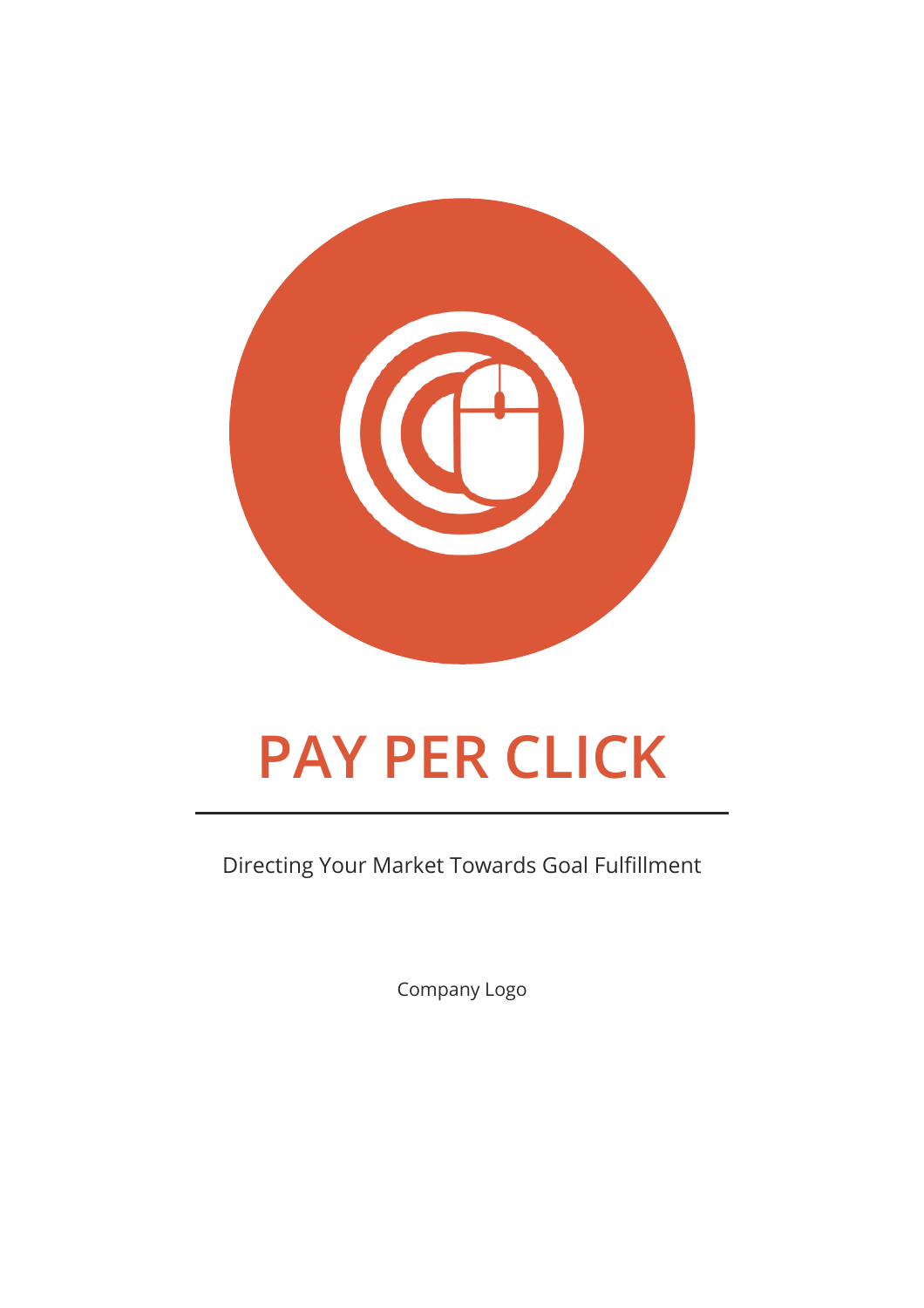# PAY PER CLICK

Directing Your Market Towards Goal Fulfillment

Company Logo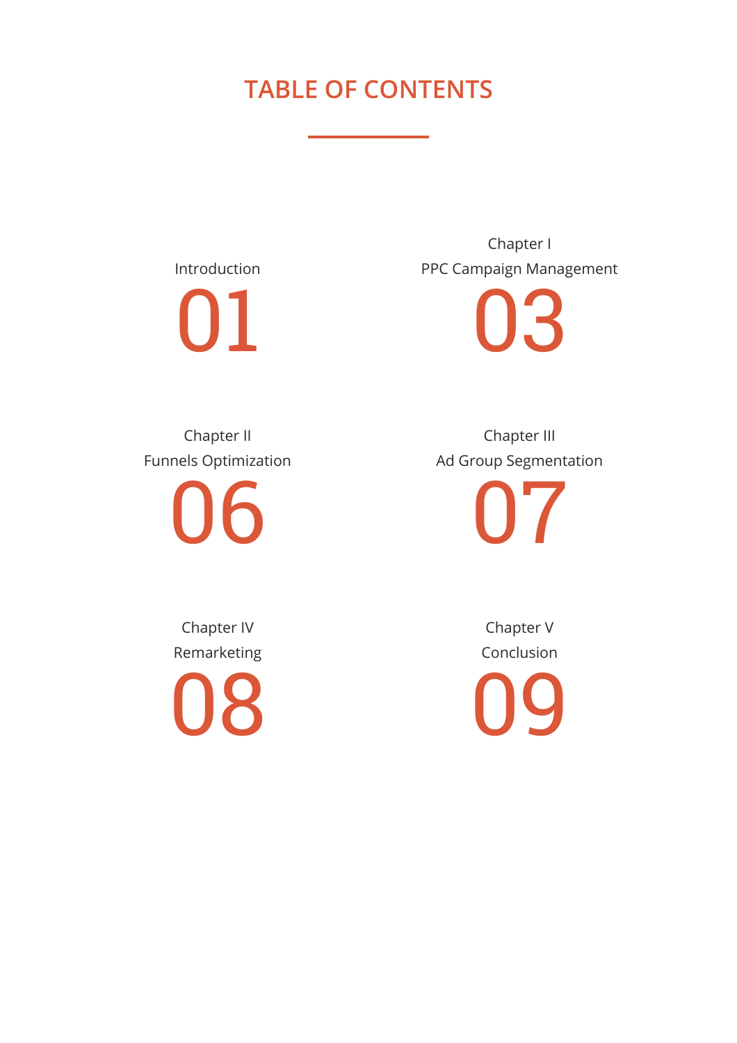# TABLE OF CONTENTS

Introduction

01

Chapter I
PPC Campaign Management

03

Chapter II
Funnels Optimization

06

Chapter III
Ad Group Segmentation

07

Chapter IV
Remarketing

08

Chapter V
Conclusion

09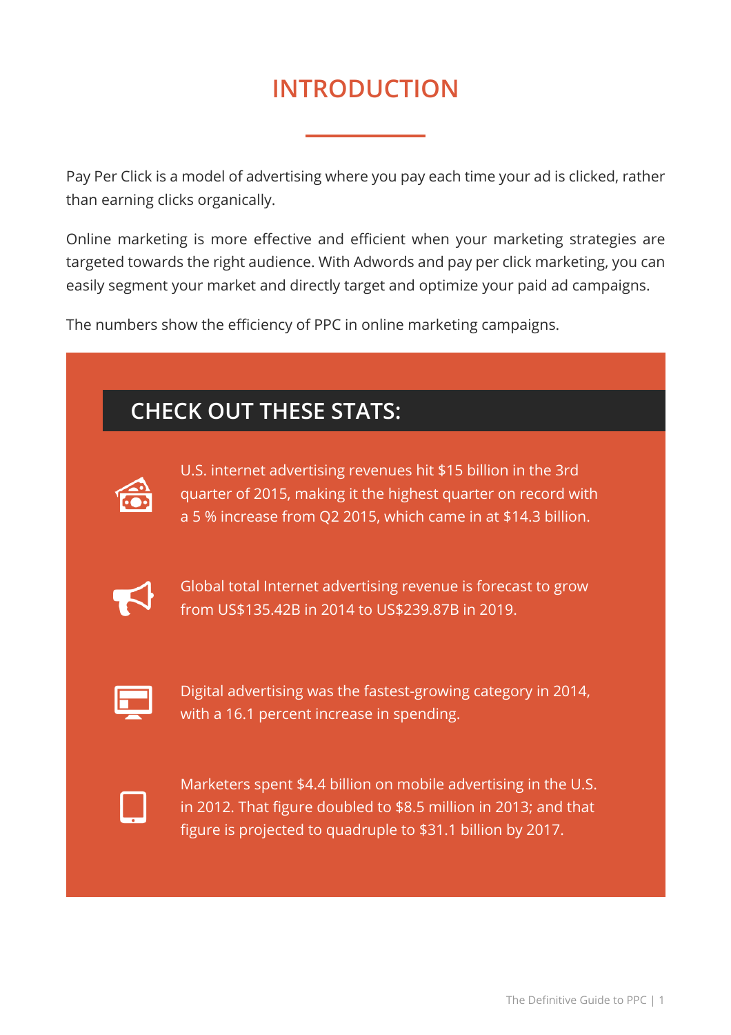# INTRODUCTION

Pay Per Click is a model of advertising where you pay each time your ad is clicked, rather than earning clicks organically.

Online marketing is more effective and efficient when your marketing strategies are targeted towards the right audience. With Adwords and pay per click marketing, you can easily segment your market and directly target and optimize your paid ad campaigns.

The numbers show the efficiency of PPC in online marketing campaigns.

## CHECK OUT THESE STATS:

- U.S. internet advertising revenues hit $15 billion in the 3rd quarter of 2015, making it the highest quarter on record with a 5 % increase from Q2 2015, which came in at $14.3 billion.

- Global total Internet advertising revenue is forecast to grow from US$135.42B in 2014 to US$239.87B in 2019.

- Digital advertising was the fastest-growing category in 2014, with a 16.1 percent increase in spending.

- Marketers spent $4.4 billion on mobile advertising in the U.S. in 2012. That figure doubled to $8.5 million in 2013; and that figure is projected to quadruple to $31.1 billion by 2017.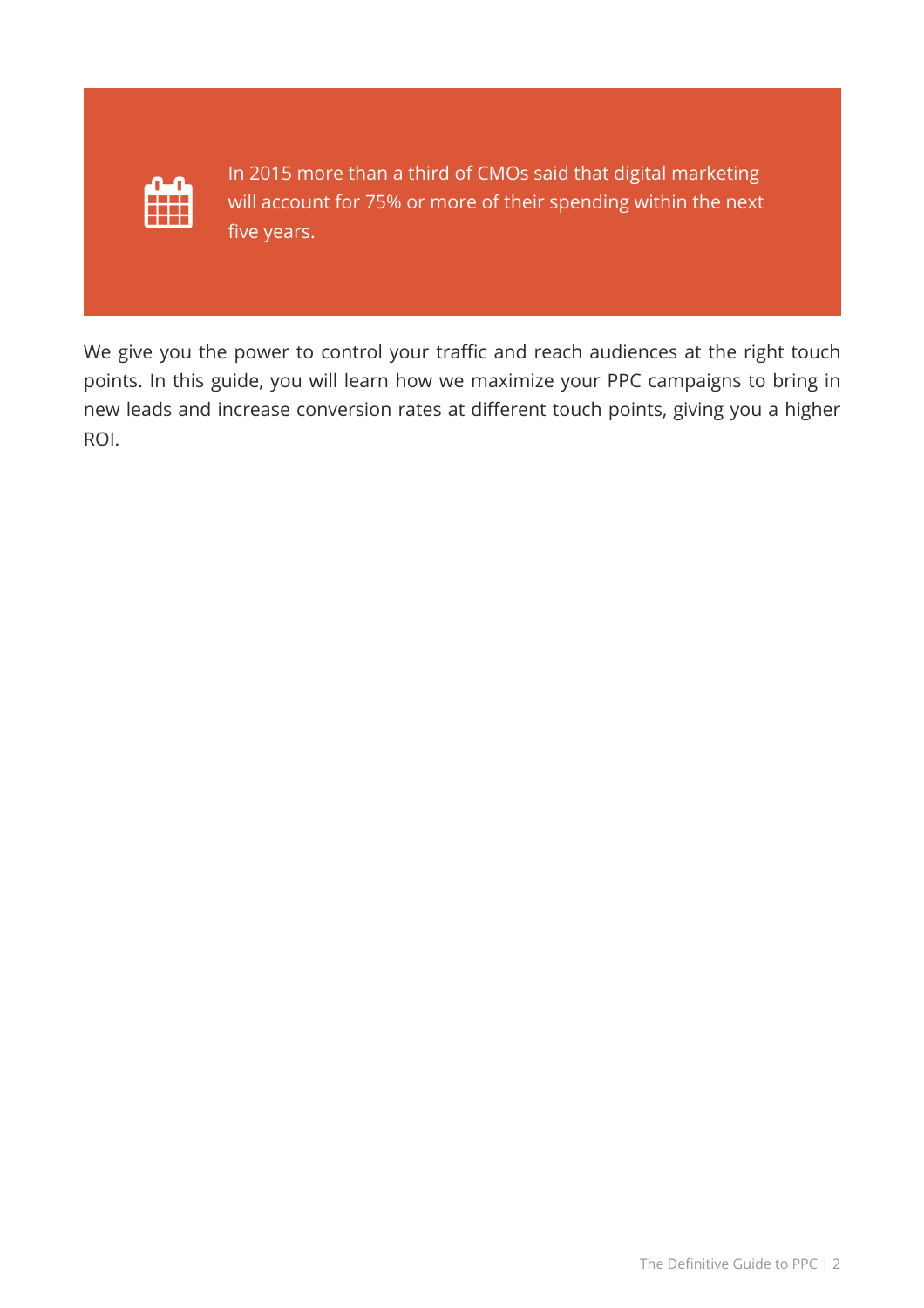> In 2015 more than a third of CMOs said that digital marketing will account for 75% or more of their spending within the next five years.

We give you the power to control your traffic and reach audiences at the right touch points. In this guide, you will learn how we maximize your PPC campaigns to bring in new leads and increase conversion rates at different touch points, giving you a higher ROI.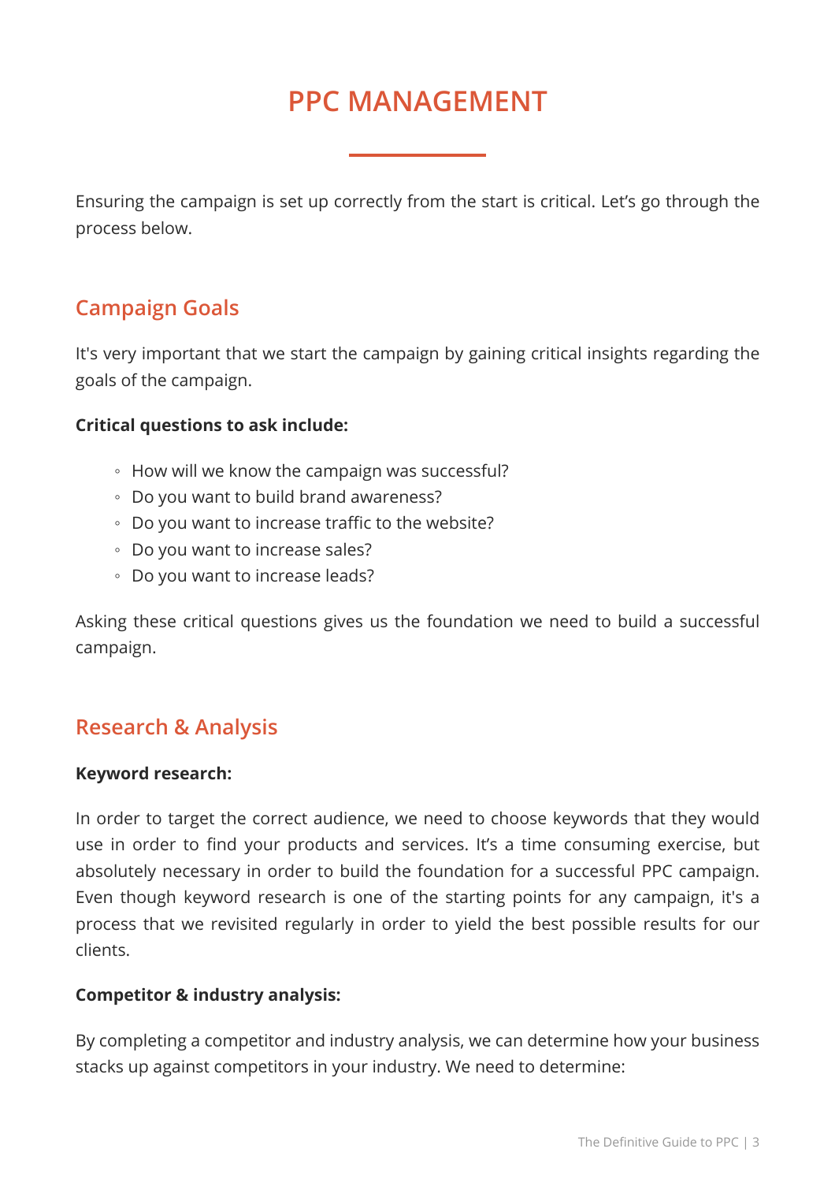# PPC MANAGEMENT

Ensuring the campaign is set up correctly from the start is critical. Let's go through the process below.

## Campaign Goals

It's very important that we start the campaign by gaining critical insights regarding the goals of the campaign.

**Critical questions to ask include:**

- How will we know the campaign was successful?
- Do you want to build brand awareness?
- Do you want to increase traffic to the website?
- Do you want to increase sales?
- Do you want to increase leads?

Asking these critical questions gives us the foundation we need to build a successful campaign.

## Research & Analysis

**Keyword research:**

In order to target the correct audience, we need to choose keywords that they would use in order to find your products and services. It's a time consuming exercise, but absolutely necessary in order to build the foundation for a successful PPC campaign. Even though keyword research is one of the starting points for any campaign, it's a process that we revisited regularly in order to yield the best possible results for our clients.

**Competitor & industry analysis:**

By completing a competitor and industry analysis, we can determine how your business stacks up against competitors in your industry. We need to determine: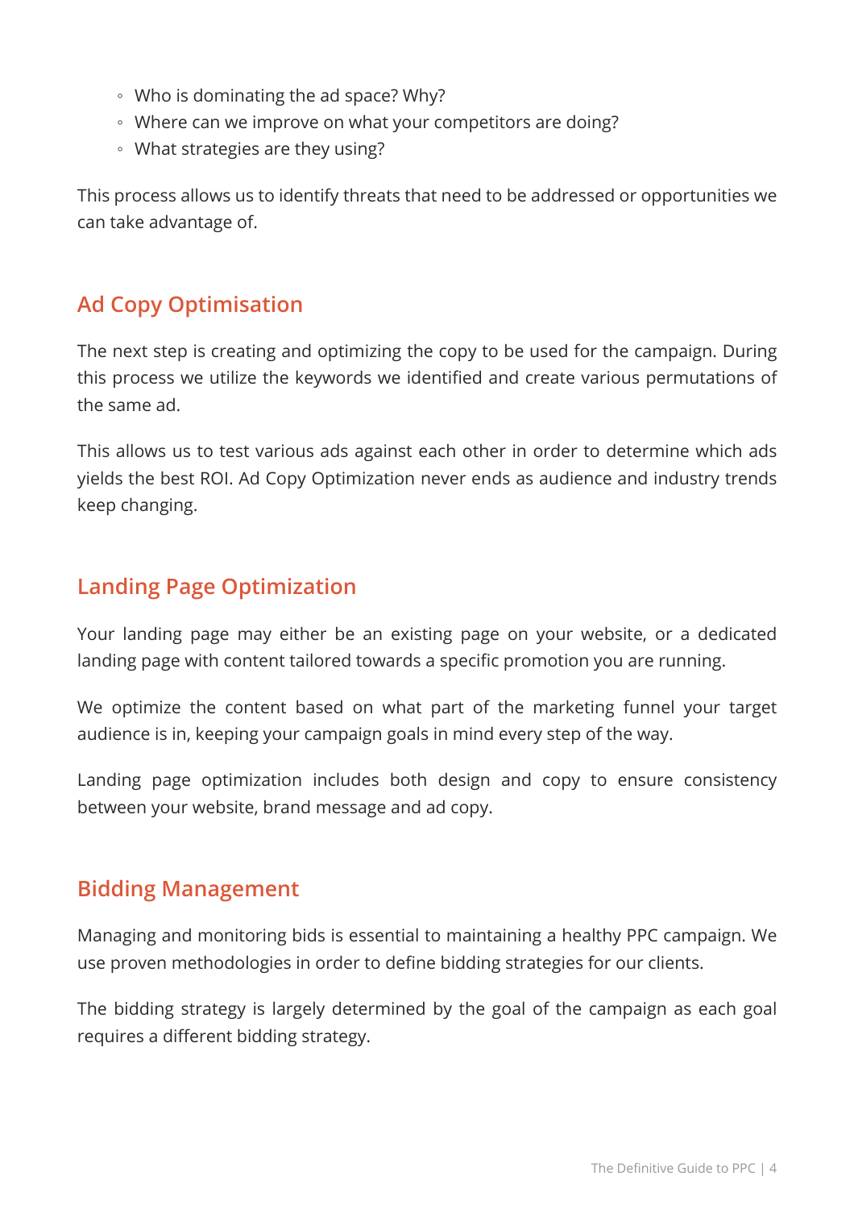- Who is dominating the ad space? Why?
- Where can we improve on what your competitors are doing?
- What strategies are they using?

This process allows us to identify threats that need to be addressed or opportunities we can take advantage of.

## Ad Copy Optimisation

The next step is creating and optimizing the copy to be used for the campaign. During this process we utilize the keywords we identified and create various permutations of the same ad.

This allows us to test various ads against each other in order to determine which ads yields the best ROI. Ad Copy Optimization never ends as audience and industry trends keep changing.

## Landing Page Optimization

Your landing page may either be an existing page on your website, or a dedicated landing page with content tailored towards a specific promotion you are running.

We optimize the content based on what part of the marketing funnel your target audience is in, keeping your campaign goals in mind every step of the way.

Landing page optimization includes both design and copy to ensure consistency between your website, brand message and ad copy.

## Bidding Management

Managing and monitoring bids is essential to maintaining a healthy PPC campaign. We use proven methodologies in order to define bidding strategies for our clients.

The bidding strategy is largely determined by the goal of the campaign as each goal requires a different bidding strategy.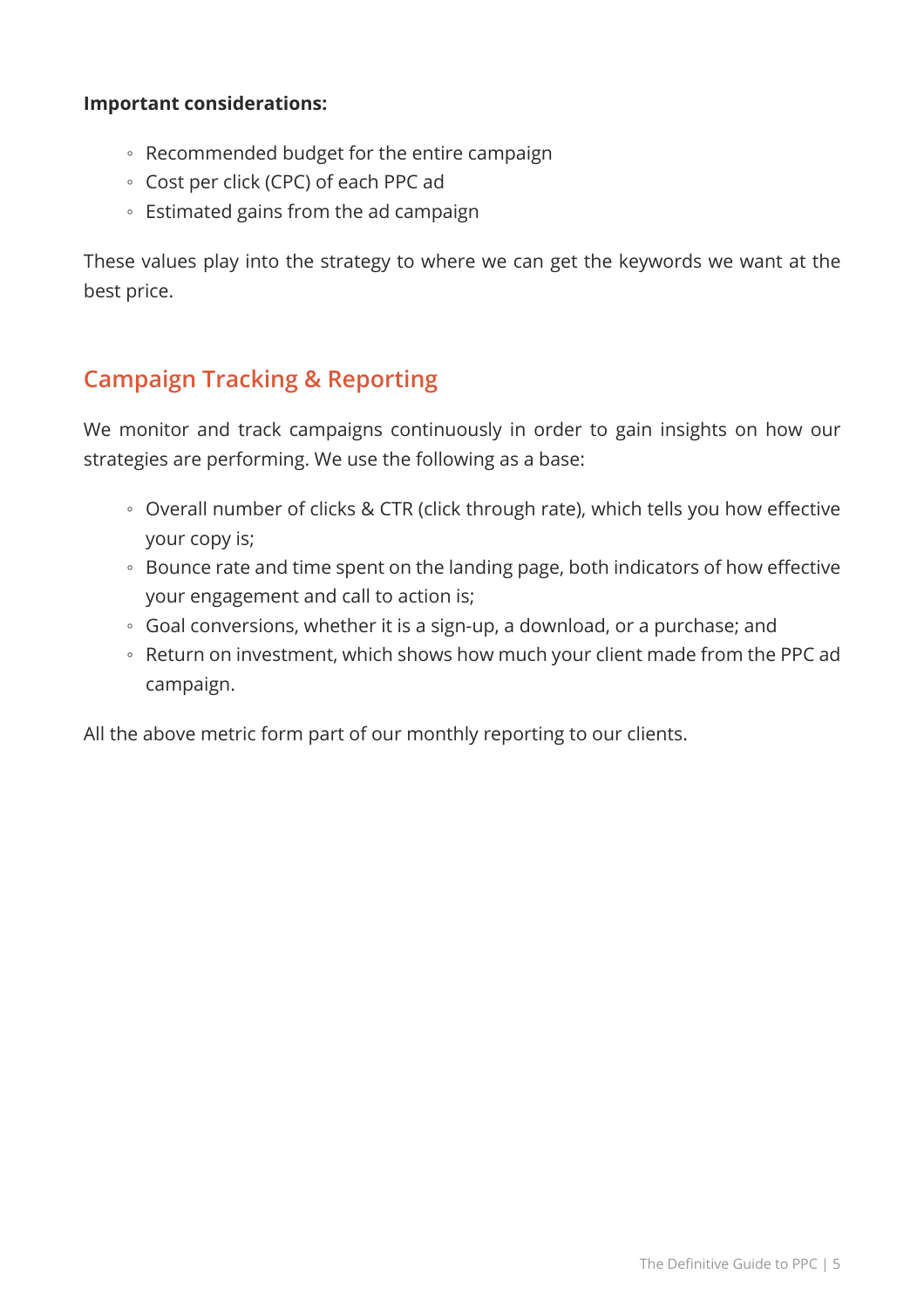**Important considerations:**

- Recommended budget for the entire campaign
- Cost per click (CPC) of each PPC ad
- Estimated gains from the ad campaign

These values play into the strategy to where we can get the keywords we want at the best price.

## Campaign Tracking & Reporting

We monitor and track campaigns continuously in order to gain insights on how our strategies are performing. We use the following as a base:

- Overall number of clicks & CTR (click through rate), which tells you how effective your copy is;
- Bounce rate and time spent on the landing page, both indicators of how effective your engagement and call to action is;
- Goal conversions, whether it is a sign-up, a download, or a purchase; and
- Return on investment, which shows how much your client made from the PPC ad campaign.

All the above metric form part of our monthly reporting to our clients.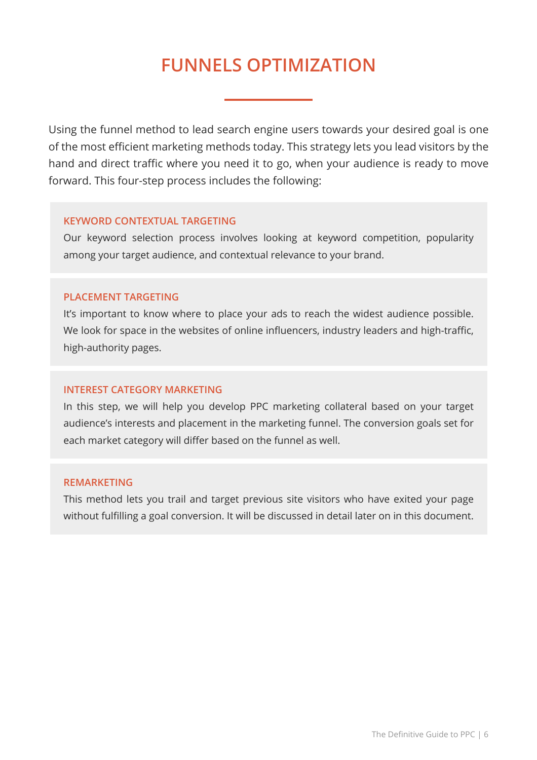# FUNNELS OPTIMIZATION

Using the funnel method to lead search engine users towards your desired goal is one of the most efficient marketing methods today. This strategy lets you lead visitors by the hand and direct traffic where you need it to go, when your audience is ready to move forward. This four-step process includes the following:

### KEYWORD CONTEXTUAL TARGETING

Our keyword selection process involves looking at keyword competition, popularity among your target audience, and contextual relevance to your brand.

### PLACEMENT TARGETING

It's important to know where to place your ads to reach the widest audience possible. We look for space in the websites of online influencers, industry leaders and high-traffic, high-authority pages.

### INTEREST CATEGORY MARKETING

In this step, we will help you develop PPC marketing collateral based on your target audience's interests and placement in the marketing funnel. The conversion goals set for each market category will differ based on the funnel as well.

### REMARKETING

This method lets you trail and target previous site visitors who have exited your page without fulfilling a goal conversion. It will be discussed in detail later on in this document.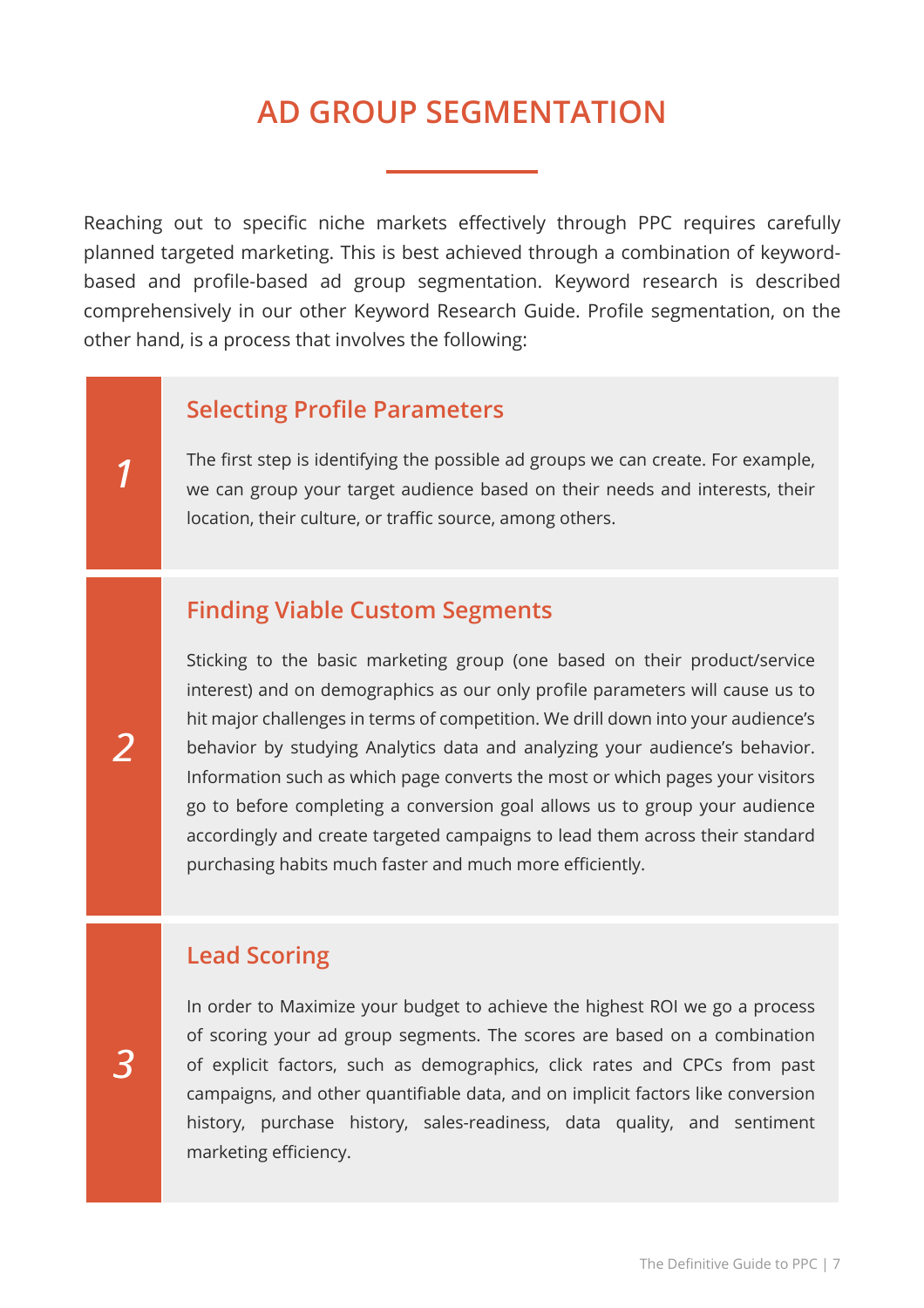# AD GROUP SEGMENTATION

Reaching out to specific niche markets effectively through PPC requires carefully planned targeted marketing. This is best achieved through a combination of keyword-based and profile-based ad group segmentation. Keyword research is described comprehensively in our other Keyword Research Guide. Profile segmentation, on the other hand, is a process that involves the following:

## 1 Selecting Profile Parameters

The first step is identifying the possible ad groups we can create. For example, we can group your target audience based on their needs and interests, their location, their culture, or traffic source, among others.

## 2 Finding Viable Custom Segments

Sticking to the basic marketing group (one based on their product/service interest) and on demographics as our only profile parameters will cause us to hit major challenges in terms of competition. We drill down into your audience's behavior by studying Analytics data and analyzing your audience's behavior. Information such as which page converts the most or which pages your visitors go to before completing a conversion goal allows us to group your audience accordingly and create targeted campaigns to lead them across their standard purchasing habits much faster and much more efficiently.

## 3 Lead Scoring

In order to Maximize your budget to achieve the highest ROI we go a process of scoring your ad group segments. The scores are based on a combination of explicit factors, such as demographics, click rates and CPCs from past campaigns, and other quantifiable data, and on implicit factors like conversion history, purchase history, sales-readiness, data quality, and sentiment marketing efficiency.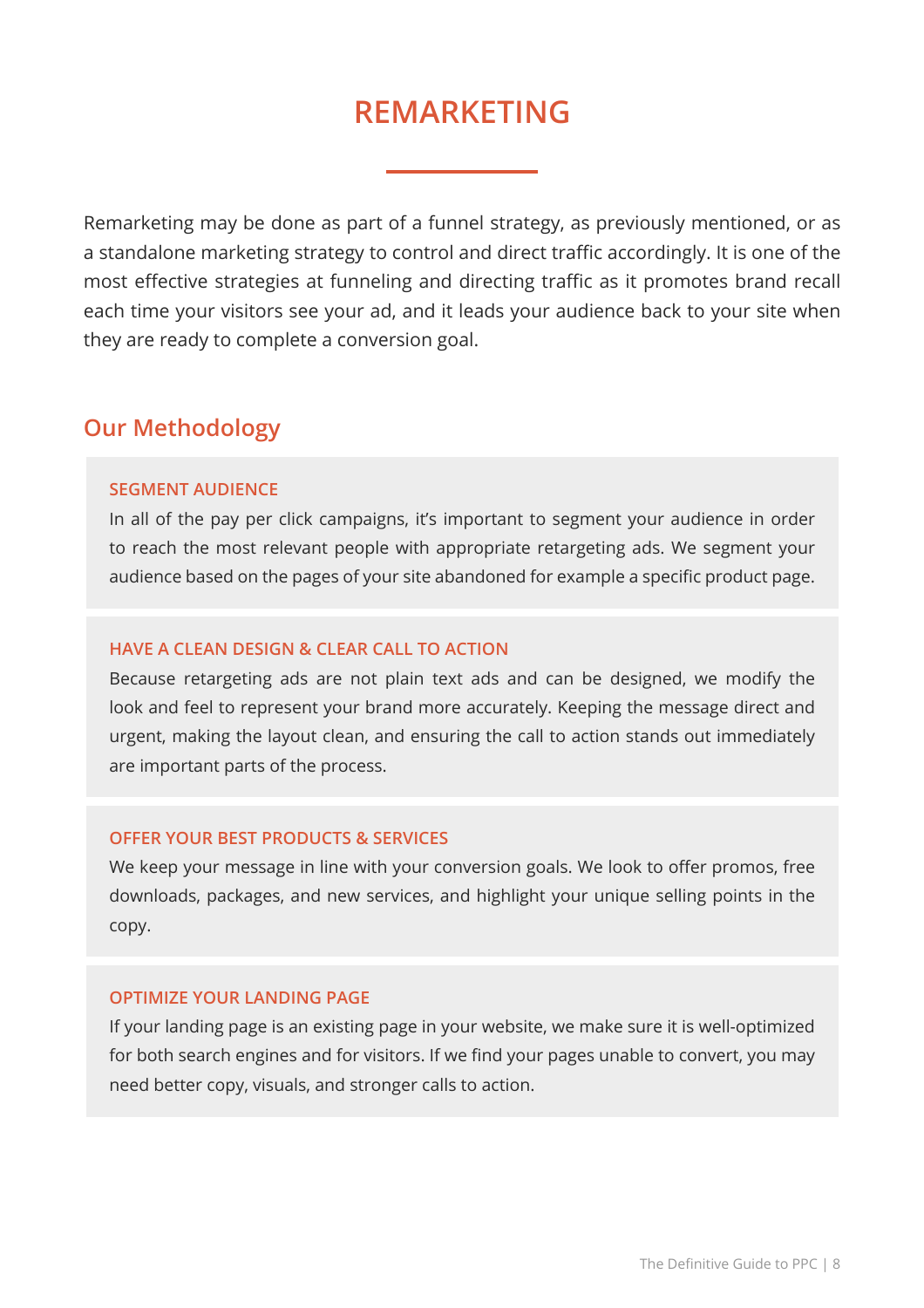# REMARKETING

Remarketing may be done as part of a funnel strategy, as previously mentioned, or as a standalone marketing strategy to control and direct traffic accordingly. It is one of the most effective strategies at funneling and directing traffic as it promotes brand recall each time your visitors see your ad, and it leads your audience back to your site when they are ready to complete a conversion goal.

## Our Methodology

### SEGMENT AUDIENCE

In all of the pay per click campaigns, it's important to segment your audience in order to reach the most relevant people with appropriate retargeting ads. We segment your audience based on the pages of your site abandoned for example a specific product page.

### HAVE A CLEAN DESIGN & CLEAR CALL TO ACTION

Because retargeting ads are not plain text ads and can be designed, we modify the look and feel to represent your brand more accurately. Keeping the message direct and urgent, making the layout clean, and ensuring the call to action stands out immediately are important parts of the process.

### OFFER YOUR BEST PRODUCTS & SERVICES

We keep your message in line with your conversion goals. We look to offer promos, free downloads, packages, and new services, and highlight your unique selling points in the copy.

### OPTIMIZE YOUR LANDING PAGE

If your landing page is an existing page in your website, we make sure it is well-optimized for both search engines and for visitors. If we find your pages unable to convert, you may need better copy, visuals, and stronger calls to action.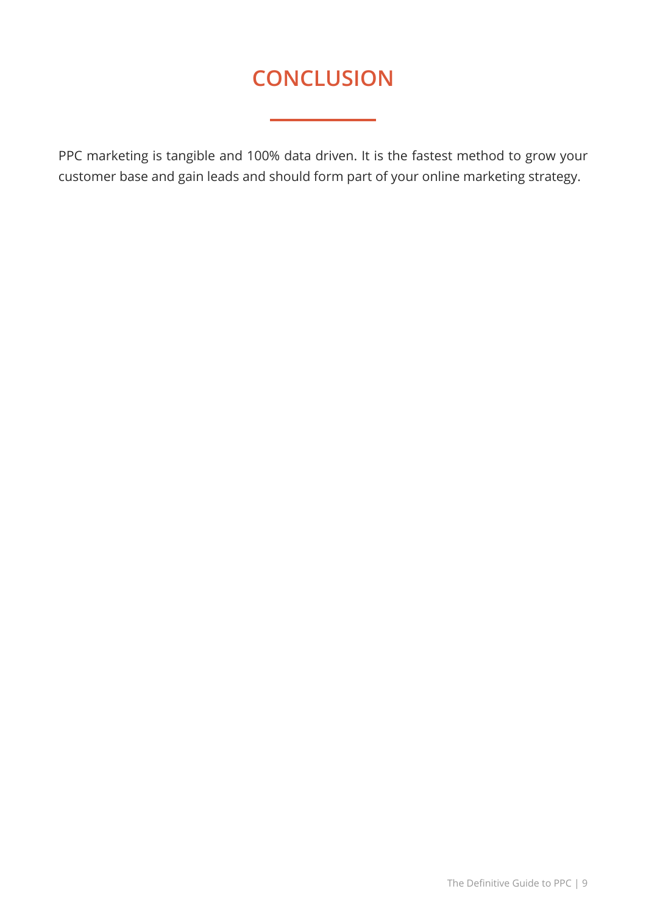# CONCLUSION

PPC marketing is tangible and 100% data driven. It is the fastest method to grow your customer base and gain leads and should form part of your online marketing strategy.